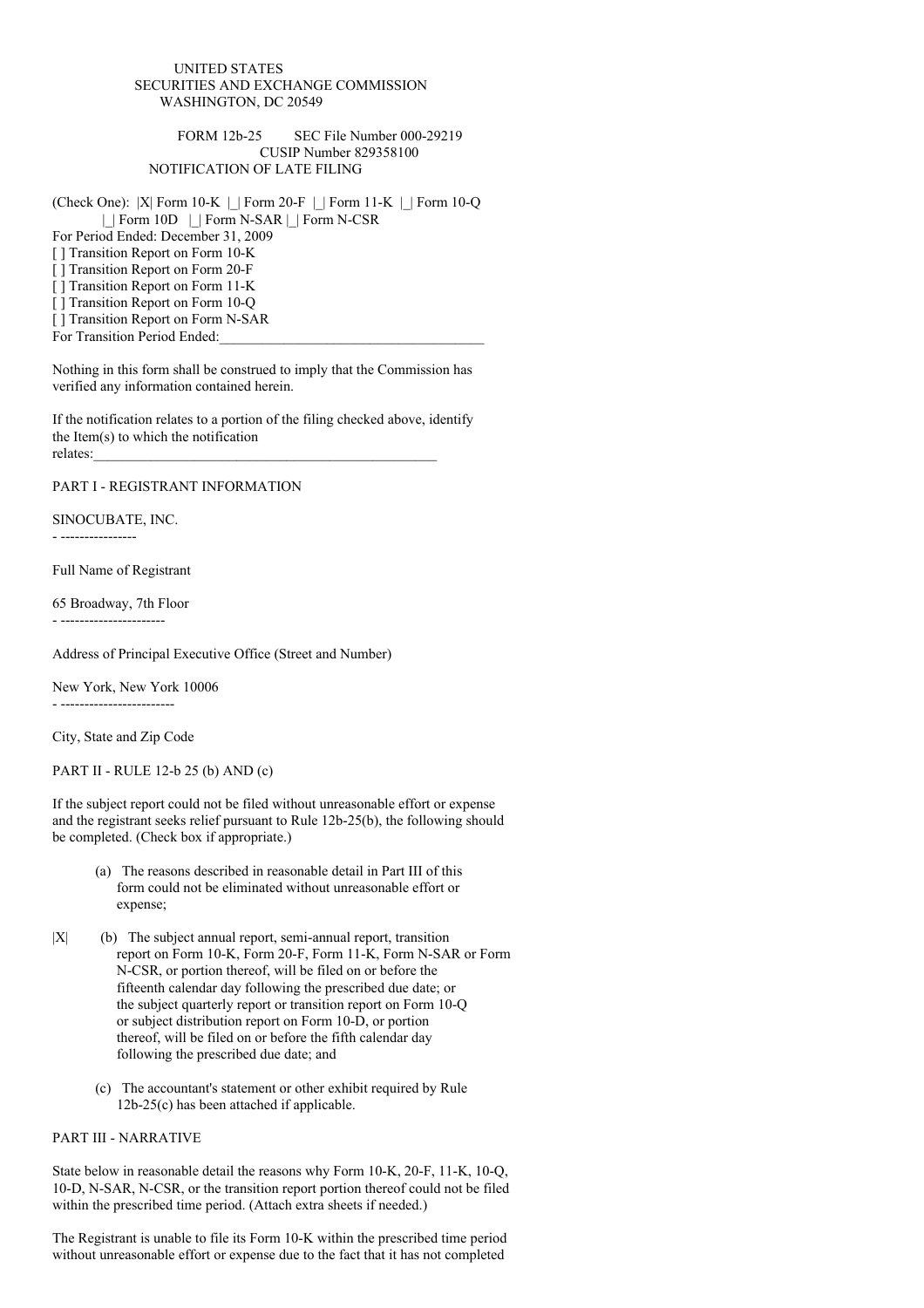UNITED STATES
SECURITIES AND EXCHANGE COMMISSION
WASHINGTON, DC 20549

FORM 12b-25 SEC File Number 000-29219
CUSIP Number 829358100
NOTIFICATION OF LATE FILING

(Check One): |X| Form 10-K |_| Form 20-F |_| Form 11-K |_| Form 10-Q
|_| Form 10D |_| Form N-SAR |_| Form N-CSR
For Period Ended: December 31, 2009
[ ] Transition Report on Form 10-K
[ ] Transition Report on Form 20-F
[ ] Transition Report on Form 11-K
[ ] Transition Report on Form 10-Q
[ ] Transition Report on Form N-SAR
For Transition Period Ended:_____________________________________

Nothing in this form shall be construed to imply that the Commission has verified any information contained herein.

If the notification relates to a portion of the filing checked above, identify the Item(s) to which the notification relates:_________________________________________________

PART I - REGISTRANT INFORMATION

SINOCUBATE, INC.

Full Name of Registrant

65 Broadway, 7th Floor

Address of Principal Executive Office (Street and Number)

New York, New York 10006

City, State and Zip Code

PART II - RULE 12-b 25 (b) AND (c)

If the subject report could not be filed without unreasonable effort or expense and the registrant seeks relief pursuant to Rule 12b-25(b), the following should be completed. (Check box if appropriate.)

(a) The reasons described in reasonable detail in Part III of this form could not be eliminated without unreasonable effort or expense;

|X| (b) The subject annual report, semi-annual report, transition report on Form 10-K, Form 20-F, Form 11-K, Form N-SAR or Form N-CSR, or portion thereof, will be filed on or before the fifteenth calendar day following the prescribed due date; or the subject quarterly report or transition report on Form 10-Q or subject distribution report on Form 10-D, or portion thereof, will be filed on or before the fifth calendar day following the prescribed due date; and

(c) The accountant's statement or other exhibit required by Rule 12b-25(c) has been attached if applicable.

PART III - NARRATIVE

State below in reasonable detail the reasons why Form 10-K, 20-F, 11-K, 10-Q, 10-D, N-SAR, N-CSR, or the transition report portion thereof could not be filed within the prescribed time period. (Attach extra sheets if needed.)

The Registrant is unable to file its Form 10-K within the prescribed time period without unreasonable effort or expense due to the fact that it has not completed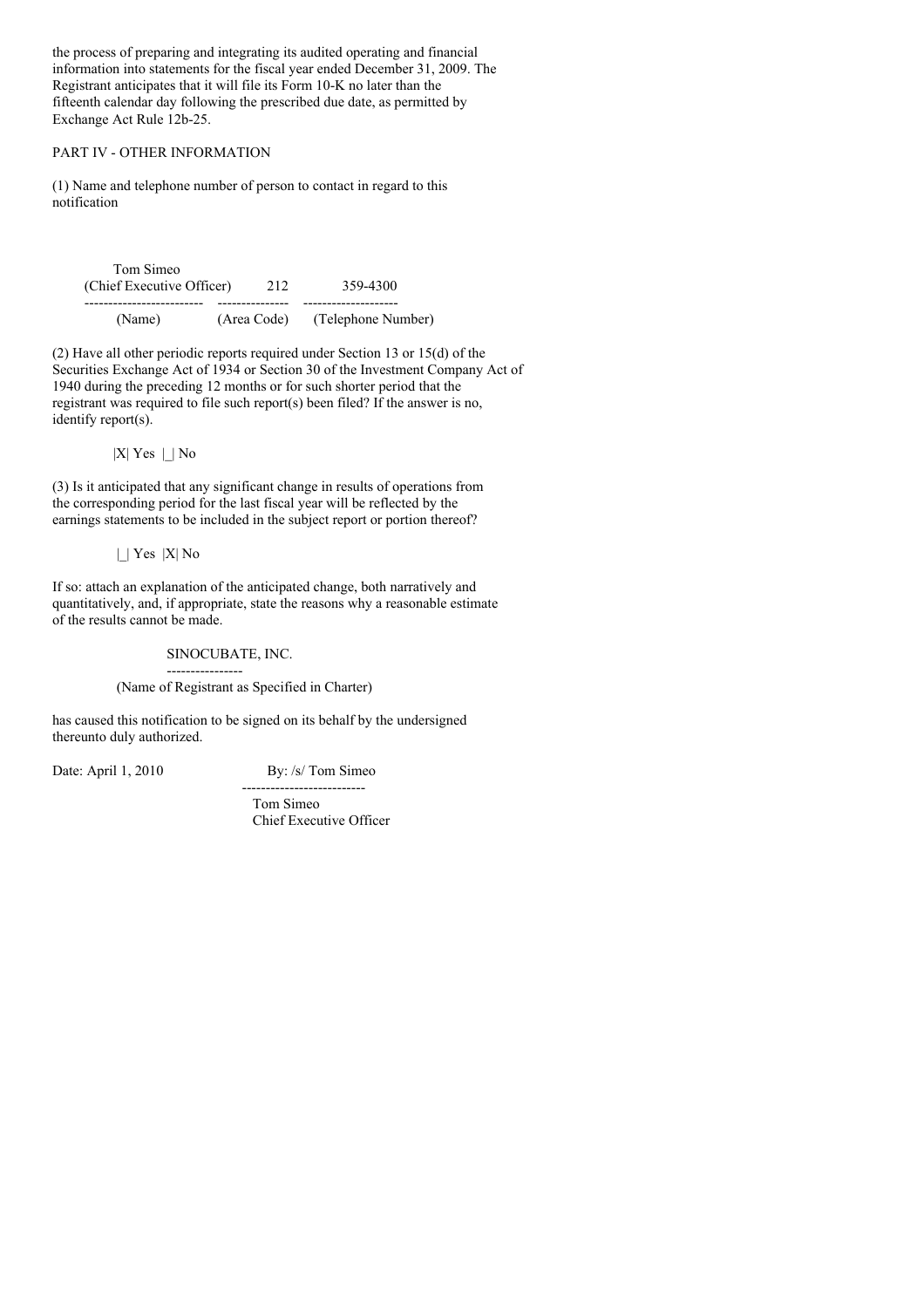the process of preparing and integrating its audited operating and financial information into statements for the fiscal year ended December 31, 2009. The Registrant anticipates that it will file its Form 10-K no later than the fifteenth calendar day following the prescribed due date, as permitted by Exchange Act Rule 12b-25.

PART IV - OTHER INFORMATION

(1) Name and telephone number of person to contact in regard to this notification

| Tom Simeo (Chief Executive Officer) | 212 | 359-4300 |
|---|---|---|
| (Name) | (Area Code) | (Telephone Number) |

(2) Have all other periodic reports required under Section 13 or 15(d) of the Securities Exchange Act of 1934 or Section 30 of the Investment Company Act of 1940 during the preceding 12 months or for such shorter period that the registrant was required to file such report(s) been filed? If the answer is no, identify report(s).

|X| Yes |_| No

(3) Is it anticipated that any significant change in results of operations from the corresponding period for the last fiscal year will be reflected by the earnings statements to be included in the subject report or portion thereof?

|_| Yes |X| No

If so: attach an explanation of the anticipated change, both narratively and quantitatively, and, if appropriate, state the reasons why a reasonable estimate of the results cannot be made.

SINOCUBATE, INC.

(Name of Registrant as Specified in Charter)

has caused this notification to be signed on its behalf by the undersigned thereunto duly authorized.

Date: April 1, 2010

By: /s/ Tom Simeo

Tom Simeo
Chief Executive Officer